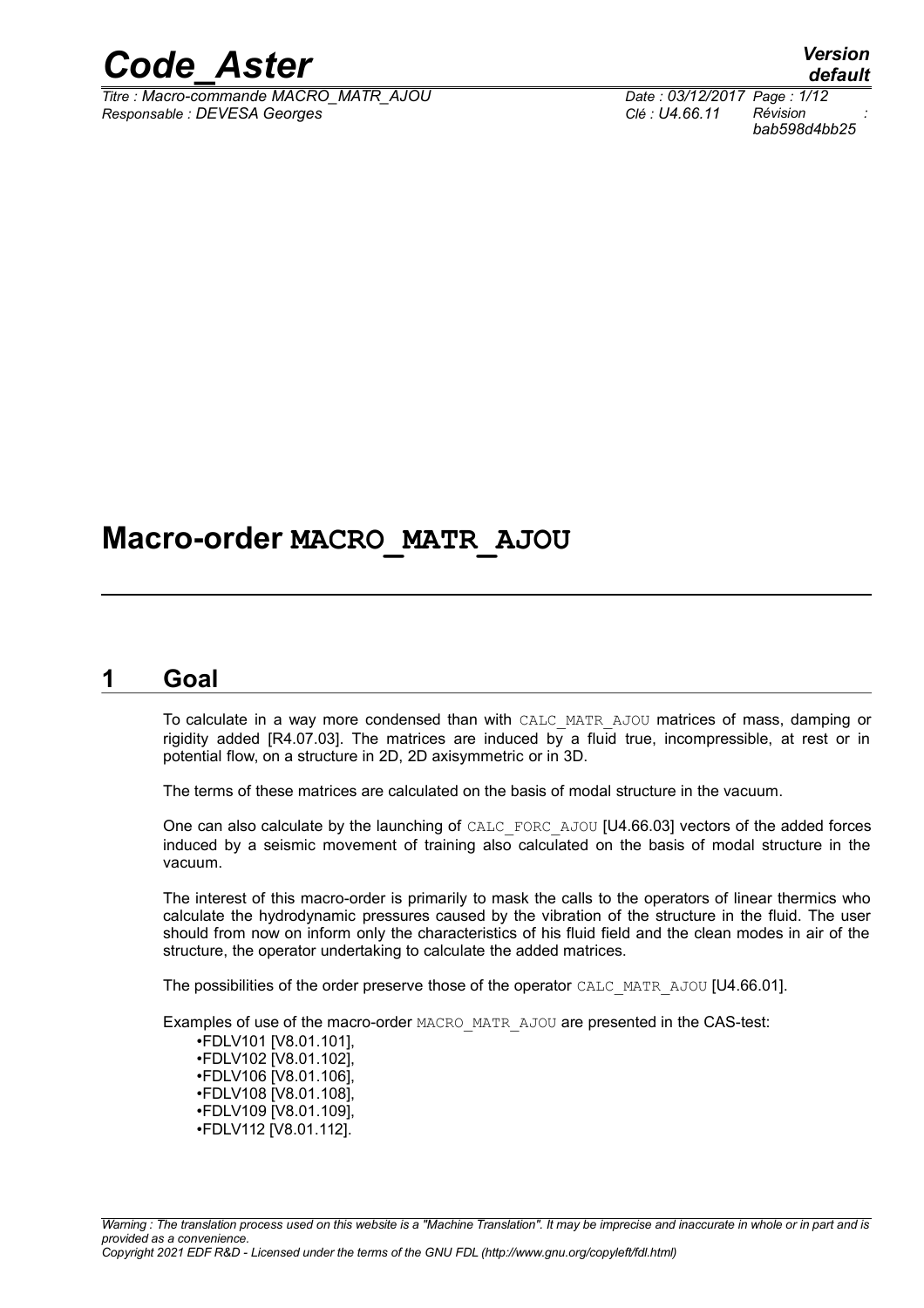# Macro-order MACRO_MATR_AJOU

## 1 Goal

To calculate in a way more condensed than with CALC_MATR_AJOU matrices of mass, damping or rigidity added [R4.07.03]. The matrices are induced by a fluid true, incompressible, at rest or in potential flow, on a structure in 2D, 2D axisymmetric or in 3D.

The terms of these matrices are calculated on the basis of modal structure in the vacuum.

One can also calculate by the launching of CALC_FORC_AJOU [U4.66.03] vectors of the added forces induced by a seismic movement of training also calculated on the basis of modal structure in the vacuum.

The interest of this macro-order is primarily to mask the calls to the operators of linear thermics who calculate the hydrodynamic pressures caused by the vibration of the structure in the fluid. The user should from now on inform only the characteristics of his fluid field and the clean modes in air of the structure, the operator undertaking to calculate the added matrices.

The possibilities of the order preserve those of the operator CALC_MATR_AJOU [U4.66.01].

Examples of use of the macro-order MACRO_MATR_AJOU are presented in the CAS-test:

- FDLV101 [V8.01.101],
- FDLV102 [V8.01.102],
- FDLV106 [V8.01.106],
- FDLV108 [V8.01.108],
- FDLV109 [V8.01.109],
- FDLV112 [V8.01.112].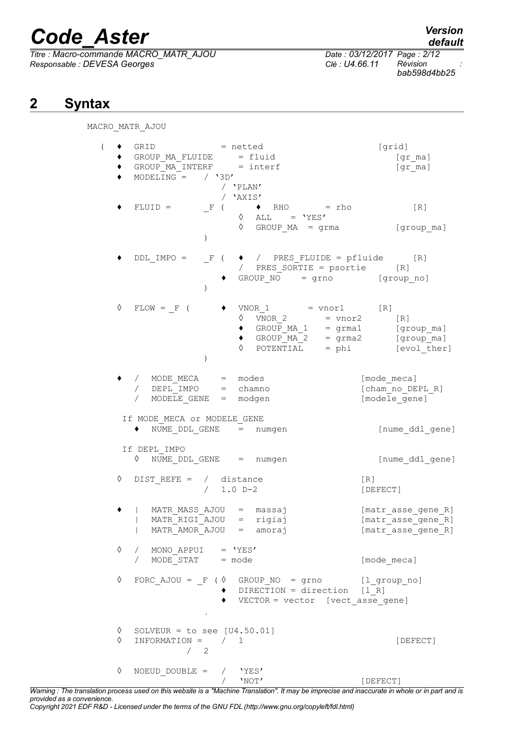## 2 Syntax

```
MACRO_MATR_AJOU

  (  ♦  GRID              = netted                          [grid]
     ♦  GROUP_MA_FLUIDE      = fluid                           [gr_ma]
     ♦  GROUP_MA_INTERF      = interf                          [gr_ma]
     ♦  MODELING =    / '3D'
                      / 'PLAN'
                      / 'AXIS'
     ♦  FLUID =       _F (     ♦  RHO        = rho              [R]
                           ◊  ALL    = 'YES'
                           ◊  GROUP_MA  = grma              [group_ma]
                      )

     ♦  DDL_IMPO =    _F (  ♦  /  PRES_FLUIDE = pfluide      [R]
                           /  PRES_SORTIE = psortie      [R]
                        ♦  GROUP_NO     = grno          [group_no]
                      )

     ◊  FLOW = _F (     ♦  VNOR_1        = vnor1       [R]
                           ◊  VNOR_2        = vnor2       [R]
                           ♦  GROUP_MA_1    = grma1       [group_ma]
                           ♦  GROUP_MA_2    = grma2       [group_ma]
                           ◊  POTENTIAL     = phi         [evol_ther]
                      )

     ♦  /  MODE_MECA     =  modes                      [mode_meca]
        /  DEPL_IMPO     =  chamno                     [cham_no_DEPL_R]
        /  MODELE_GENE   =  modgen                     [modele_gene]

      If MODE_MECA or MODELE_GENE
        ♦  NUME_DDL_GENE    =  numgen                    [nume_ddl_gene]

      If DEPL_IMPO
        ◊  NUME_DDL_GENE    =  numgen                    [nume_ddl_gene]

     ◊  DIST_REFE =  /  distance                       [R]
                     /  1.0 D-2                        [DEFECT]

     ♦  |  MATR_MASS_AJOU   =  massaj                  [matr_asse_gene_R]
        |  MATR_RIGI_AJOU   =  rigiaj                  [matr_asse_gene_R]
        |  MATR_AMOR_AJOU   =  amoraj                  [matr_asse_gene_R]

     ◊  /  MONO_APPUI    = 'YES'
        /  MODE_STAT     = mode                        [mode_meca]

     ◊  FORC_AJOU = _F ( ◊  GROUP_NO  = grno        [l_group_no]
                         ♦  DIRECTION = direction   [l_R]
                         ♦  VECTOR = vector   [vect_asse_gene]
                      .

     ◊  SOLVEUR = to see [U4.50.01]
     ◊  INFORMATION =    /  1                               [DEFECT]
                  /  2

     ◊  NOEUD_DOUBLE =  /   'YES'
                        /   'NOT'                      [DEFECT]
```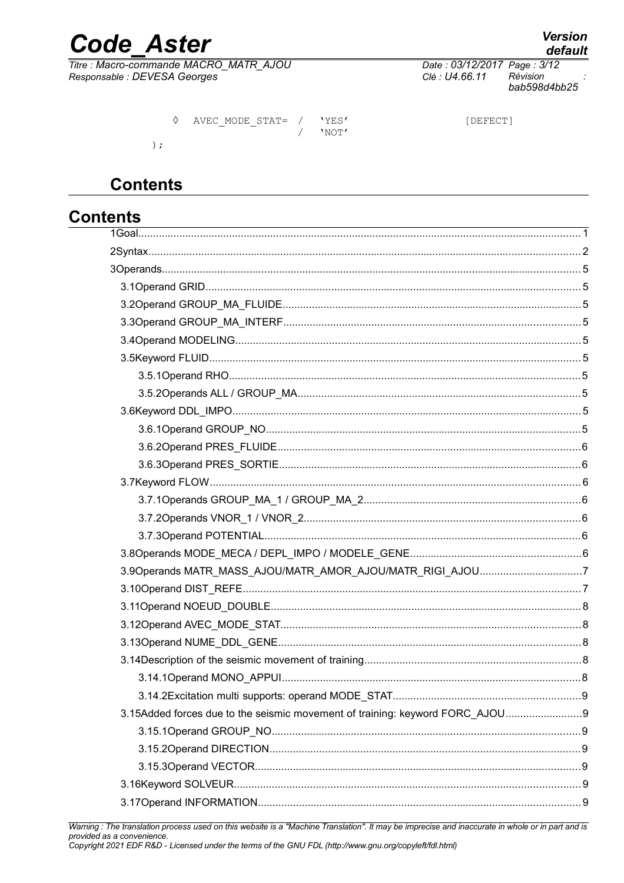```
    ◊  AVEC_MODE_STAT= /  'YES'                [DEFECT]
                      /  'NOT'
  );
```

## Contents

# Contents

1Goal........................................................................................................................................... 1

2Syntax......................................................................................................................................... 2

3Operands..................................................................................................................................... 5

3.1Operand GRID............................................................................................................................ 5

3.2Operand GROUP_MA_FLUIDE.................................................................................................... 5

3.3Operand GROUP_MA_INTERF.................................................................................................... 5

3.4Operand MODELING.................................................................................................................. 5

3.5Keyword FLUID........................................................................................................................... 5

3.5.1Operand RHO........................................................................................................................... 5

3.5.2Operands ALL / GROUP_MA.................................................................................................... 5

3.6Keyword DDL_IMPO................................................................................................................... 5

3.6.1Operand GROUP_NO................................................................................................................ 5

3.6.2Operand PRES_FLUIDE............................................................................................................ 6

3.6.3Operand PRES_SORTIE............................................................................................................ 6

3.7Keyword FLOW........................................................................................................................... 6

3.7.1Operands GROUP_MA_1 / GROUP_MA_2................................................................................. 6

3.7.2Operands VNOR_1 / VNOR_2................................................................................................... 6

3.7.3Operand POTENTIAL................................................................................................................. 6

3.8Operands MODE_MECA / DEPL_IMPO / MODELE_GENE............................................................ 6

3.9Operands MATR_MASS_AJOU/MATR_AMOR_AJOU/MATR_RIGI_AJOU..................................... 7

3.10Operand DIST_REFE................................................................................................................. 7

3.11Operand NOEUD_DOUBLE........................................................................................................ 8

3.12Operand AVEC_MODE_STAT..................................................................................................... 8

3.13Operand NUME_DDL_GENE...................................................................................................... 8

3.14Description of the seismic movement of training....................................................................... 8

3.14.1Operand MONO_APPUI.......................................................................................................... 8

3.14.2Excitation multi supports: operand MODE_STAT.................................................................... 9

3.15Added forces due to the seismic movement of training: keyword FORC_AJOU........................... 9

3.15.1Operand GROUP_NO.............................................................................................................. 9

3.15.2Operand DIRECTION............................................................................................................... 9

3.15.3Operand VECTOR.................................................................................................................... 9

3.16Keyword SOLVEUR.................................................................................................................... 9

3.17Operand INFORMATION............................................................................................................ 9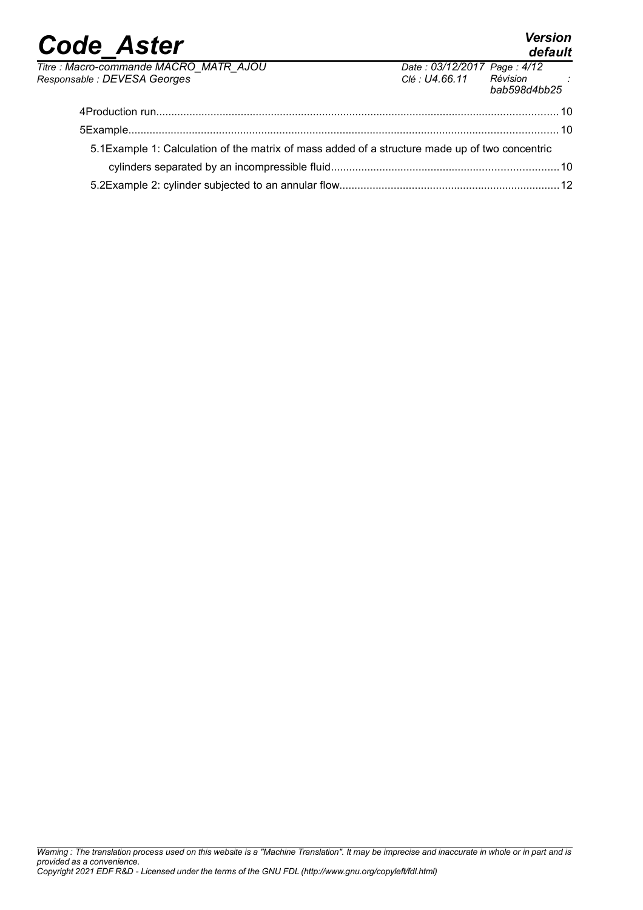4Production run.................................................................................................................................10

5Example..........................................................................................................................................10

5.1Example 1: Calculation of the matrix of mass added of a structure made up of two concentric cylinders separated by an incompressible fluid..........................................................................10

5.2Example 2: cylinder subjected to an annular flow.......................................................................12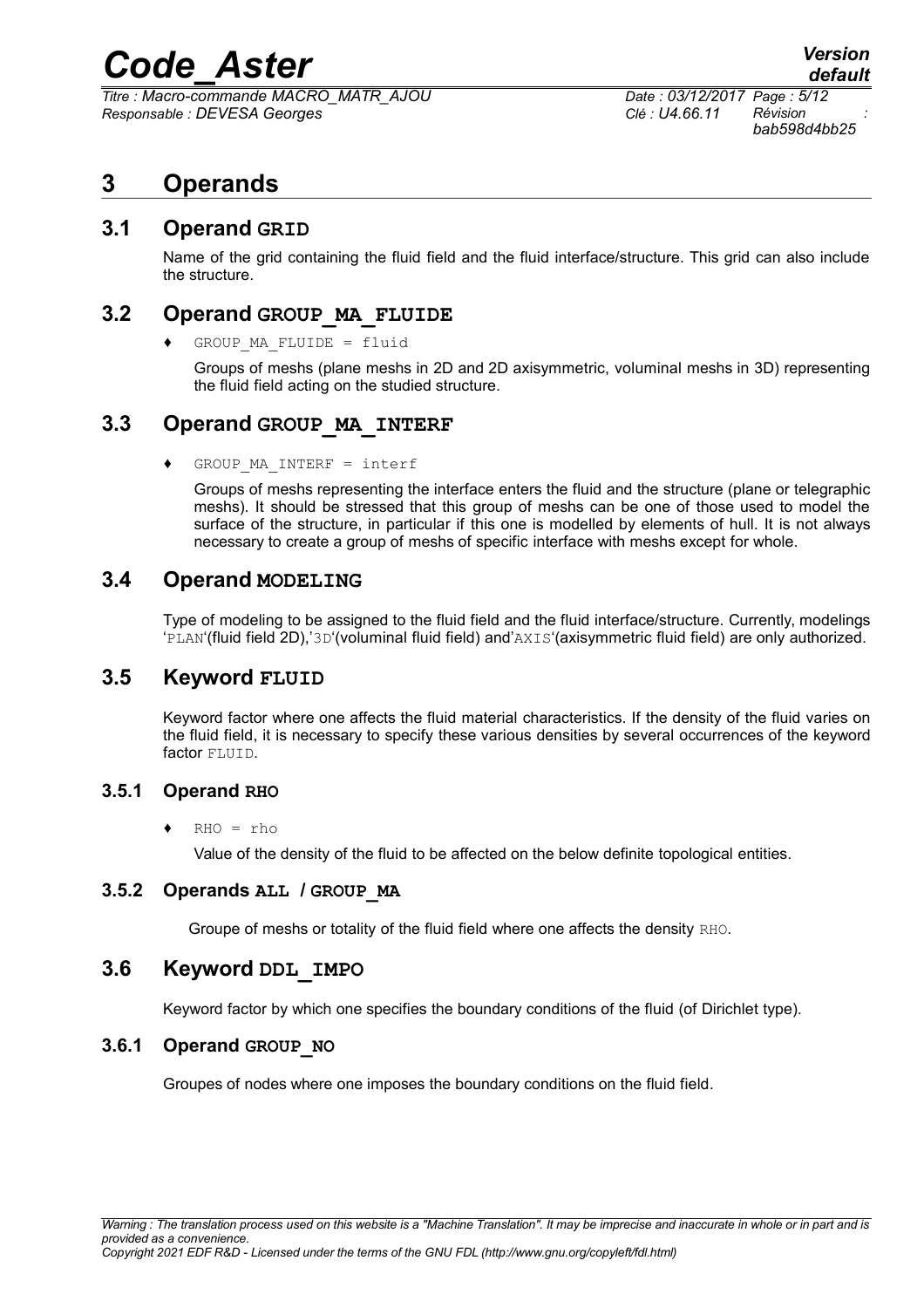# 3 Operands

## 3.1 Operand **GRID**

Name of the grid containing the fluid field and the fluid interface/structure. This grid can also include the structure.

## 3.2 Operand **GROUP_MA_FLUIDE**

♦ GROUP_MA_FLUIDE = fluid

Groups of meshs (plane meshs in 2D and 2D axisymmetric, voluminal meshs in 3D) representing the fluid field acting on the studied structure.

## 3.3 Operand **GROUP_MA_INTERF**

♦ GROUP_MA_INTERF = interf

Groups of meshs representing the interface enters the fluid and the structure (plane or telegraphic meshs). It should be stressed that this group of meshs can be one of those used to model the surface of the structure, in particular if this one is modelled by elements of hull. It is not always necessary to create a group of meshs of specific interface with meshs except for whole.

## 3.4 Operand **MODELING**

Type of modeling to be assigned to the fluid field and the fluid interface/structure. Currently, modelings 'PLAN'(fluid field 2D),'3D'(voluminal fluid field) and'AXIS'(axisymmetric fluid field) are only authorized.

## 3.5 Keyword **FLUID**

Keyword factor where one affects the fluid material characteristics. If the density of the fluid varies on the fluid field, it is necessary to specify these various densities by several occurrences of the keyword factor FLUID.

### 3.5.1 Operand **RHO**

♦ RHO = rho

Value of the density of the fluid to be affected on the below definite topological entities.

### 3.5.2 Operands **ALL / GROUP_MA**

Groupe of meshs or totality of the fluid field where one affects the density RHO.

## 3.6 Keyword **DDL_IMPO**

Keyword factor by which one specifies the boundary conditions of the fluid (of Dirichlet type).

### 3.6.1 Operand **GROUP_NO**

Groupes of nodes where one imposes the boundary conditions on the fluid field.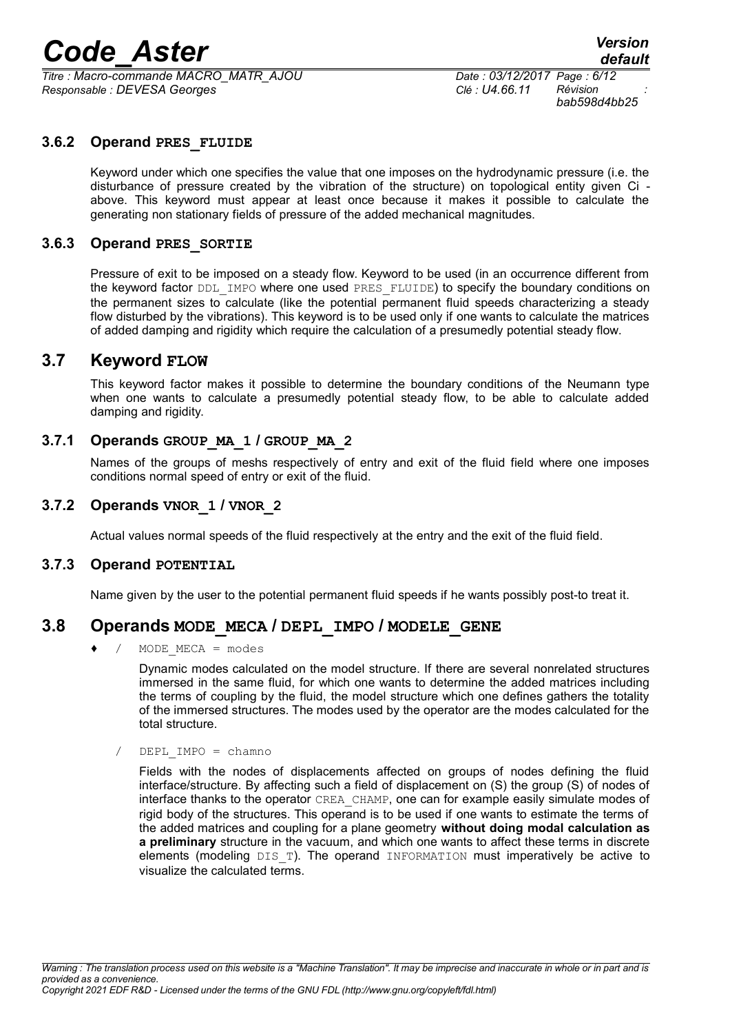### 3.6.2 Operand PRES_FLUIDE

Keyword under which one specifies the value that one imposes on the hydrodynamic pressure (i.e. the disturbance of pressure created by the vibration of the structure) on topological entity given Ci - above. This keyword must appear at least once because it makes it possible to calculate the generating non stationary fields of pressure of the added mechanical magnitudes.

### 3.6.3 Operand PRES_SORTIE

Pressure of exit to be imposed on a steady flow. Keyword to be used (in an occurrence different from the keyword factor DDL_IMPO where one used PRES_FLUIDE) to specify the boundary conditions on the permanent sizes to calculate (like the potential permanent fluid speeds characterizing a steady flow disturbed by the vibrations). This keyword is to be used only if one wants to calculate the matrices of added damping and rigidity which require the calculation of a presumedly potential steady flow.

## 3.7 Keyword FLOW

This keyword factor makes it possible to determine the boundary conditions of the Neumann type when one wants to calculate a presumedly potential steady flow, to be able to calculate added damping and rigidity.

### 3.7.1 Operands GROUP_MA_1 / GROUP_MA_2

Names of the groups of meshs respectively of entry and exit of the fluid field where one imposes conditions normal speed of entry or exit of the fluid.

### 3.7.2 Operands VNOR_1 / VNOR_2

Actual values normal speeds of the fluid respectively at the entry and the exit of the fluid field.

### 3.7.3 Operand POTENTIAL

Name given by the user to the potential permanent fluid speeds if he wants possibly post-to treat it.

## 3.8 Operands MODE_MECA / DEPL_IMPO / MODELE_GENE

♦ / MODE_MECA = modes

Dynamic modes calculated on the model structure. If there are several nonrelated structures immersed in the same fluid, for which one wants to determine the added matrices including the terms of coupling by the fluid, the model structure which one defines gathers the totality of the immersed structures. The modes used by the operator are the modes calculated for the total structure.

/ DEPL_IMPO = chamno

Fields with the nodes of displacements affected on groups of nodes defining the fluid interface/structure. By affecting such a field of displacement on (S) the group (S) of nodes of interface thanks to the operator CREA_CHAMP, one can for example easily simulate modes of rigid body of the structures. This operand is to be used if one wants to estimate the terms of the added matrices and coupling for a plane geometry **without doing modal calculation as a preliminary** structure in the vacuum, and which one wants to affect these terms in discrete elements (modeling DIS_T). The operand INFORMATION must imperatively be active to visualize the calculated terms.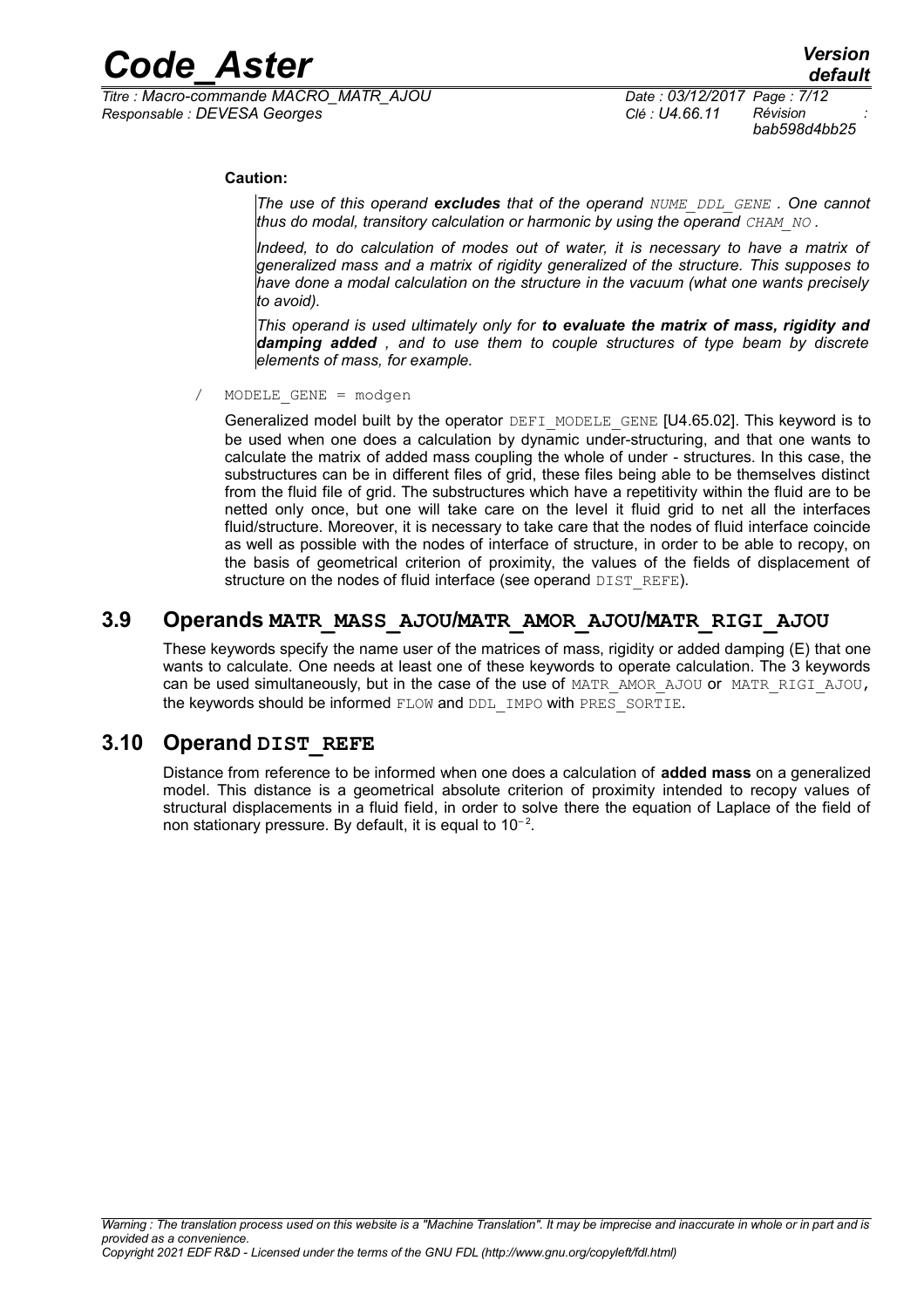**Caution:**

*The use of this operand **excludes** that of the operand NUME_DDL_GENE . One cannot thus do modal, transitory calculation or harmonic by using the operand CHAM_NO .*

*Indeed, to do calculation of modes out of water, it is necessary to have a matrix of generalized mass and a matrix of rigidity generalized of the structure. This supposes to have done a modal calculation on the structure in the vacuum (what one wants precisely to avoid).*

*This operand is used ultimately only for **to evaluate the matrix of mass, rigidity and damping added** , and to use them to couple structures of type beam by discrete elements of mass, for example.*

/ `MODELE_GENE = modgen`

Generalized model built by the operator `DEFI_MODELE_GENE` [U4.65.02]. This keyword is to be used when one does a calculation by dynamic under-structuring, and that one wants to calculate the matrix of added mass coupling the whole of under - structures. In this case, the substructures can be in different files of grid, these files being able to be themselves distinct from the fluid file of grid. The substructures which have a repetitivity within the fluid are to be netted only once, but one will take care on the level it fluid grid to net all the interfaces fluid/structure. Moreover, it is necessary to take care that the nodes of fluid interface coincide as well as possible with the nodes of interface of structure, in order to be able to recopy, on the basis of geometrical criterion of proximity, the values of the fields of displacement of structure on the nodes of fluid interface (see operand `DIST_REFE`).

## 3.9 Operands MATR_MASS_AJOU/MATR_AMOR_AJOU/MATR_RIGI_AJOU

These keywords specify the name user of the matrices of mass, rigidity or added damping (E) that one wants to calculate. One needs at least one of these keywords to operate calculation. The 3 keywords can be used simultaneously, but in the case of the use of `MATR_AMOR_AJOU` or `MATR_RIGI_AJOU`, the keywords should be informed `FLOW` and `DDL_IMPO` with `PRES_SORTIE`.

## 3.10 Operand DIST_REFE

Distance from reference to be informed when one does a calculation of **added mass** on a generalized model. This distance is a geometrical absolute criterion of proximity intended to recopy values of structural displacements in a fluid field, in order to solve there the equation of Laplace of the field of non stationary pressure. By default, it is equal to $10^{-2}$.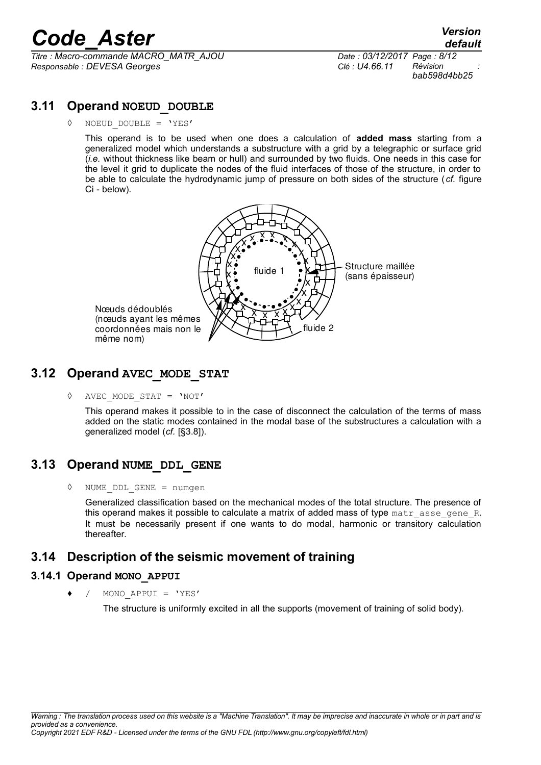## 3.11 Operand NOEUD_DOUBLE

◊ NOEUD_DOUBLE = 'YES'

This operand is to be used when one does a calculation of **added mass** starting from a generalized model which understands a substructure with a grid by a telegraphic or surface grid (*i.e.* without thickness like beam or hull) and surrounded by two fluids. One needs in this case for the level it grid to duplicate the nodes of the fluid interfaces of those of the structure, in order to be able to calculate the hydrodynamic jump of pressure on both sides of the structure (*cf.* figure Ci - below).

fluide 1

Structure maillée (sans épaisseur)

Nœuds dédoublés (nœuds ayant les mêmes coordonnées mais non le même nom)

fluide 2

## 3.12 Operand AVEC_MODE_STAT

◊ AVEC_MODE_STAT = 'NOT'

This operand makes it possible to in the case of disconnect the calculation of the terms of mass added on the static modes contained in the modal base of the substructures a calculation with a generalized model (*cf.* [§3.8]).

## 3.13 Operand NUME_DDL_GENE

◊ NUME_DDL_GENE = numgen

Generalized classification based on the mechanical modes of the total structure. The presence of this operand makes it possible to calculate a matrix of added mass of type matr_asse_gene_R. It must be necessarily present if one wants to do modal, harmonic or transitory calculation thereafter.

## 3.14 Description of the seismic movement of training

### 3.14.1 Operand MONO_APPUI

♦ / MONO_APPUI = 'YES'

The structure is uniformly excited in all the supports (movement of training of solid body).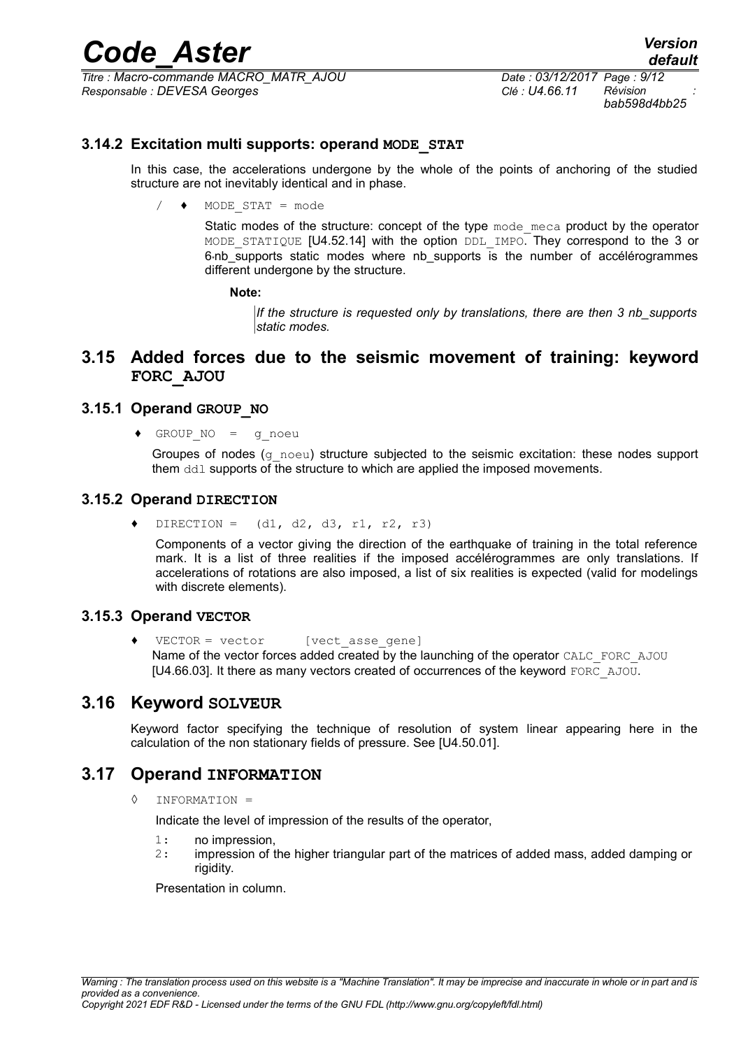### 3.14.2 Excitation multi supports: operand MODE_STAT

In this case, the accelerations undergone by the whole of the points of anchoring of the studied structure are not inevitably identical and in phase.

/ ♦ `MODE_STAT = mode`

Static modes of the structure: concept of the type `mode_meca` product by the operator `MODE_STATIQUE` [U4.52.14] with the option `DDL_IMPO`. They correspond to the 3 or 6⋅nb_supports static modes where nb_supports is the number of accélérogrammes different undergone by the structure.

**Note:**

*If the structure is requested only by translations, there are then 3 nb_supports static modes.*

## 3.15 Added forces due to the seismic movement of training: keyword FORC_AJOU

### 3.15.1 Operand GROUP_NO

♦ `GROUP_NO = g_noeu`

Groupes of nodes (`g_noeu`) structure subjected to the seismic excitation: these nodes support them `ddl` supports of the structure to which are applied the imposed movements.

### 3.15.2 Operand DIRECTION

♦ `DIRECTION = (d1, d2, d3, r1, r2, r3)`

Components of a vector giving the direction of the earthquake of training in the total reference mark. It is a list of three realities if the imposed accélérogrammes are only translations. If accelerations of rotations are also imposed, a list of six realities is expected (valid for modelings with discrete elements).

### 3.15.3 Operand VECTOR

♦ `VECTOR = vector [vect_asse_gene]`

Name of the vector forces added created by the launching of the operator `CALC_FORC_AJOU` [U4.66.03]. It there as many vectors created of occurrences of the keyword `FORC_AJOU`.

## 3.16 Keyword SOLVEUR

Keyword factor specifying the technique of resolution of system linear appearing here in the calculation of the non stationary fields of pressure. See [U4.50.01].

## 3.17 Operand INFORMATION

◊ `INFORMATION =`

Indicate the level of impression of the results of the operator,

1: no impression,
2: impression of the higher triangular part of the matrices of added mass, added damping or rigidity.

Presentation in column.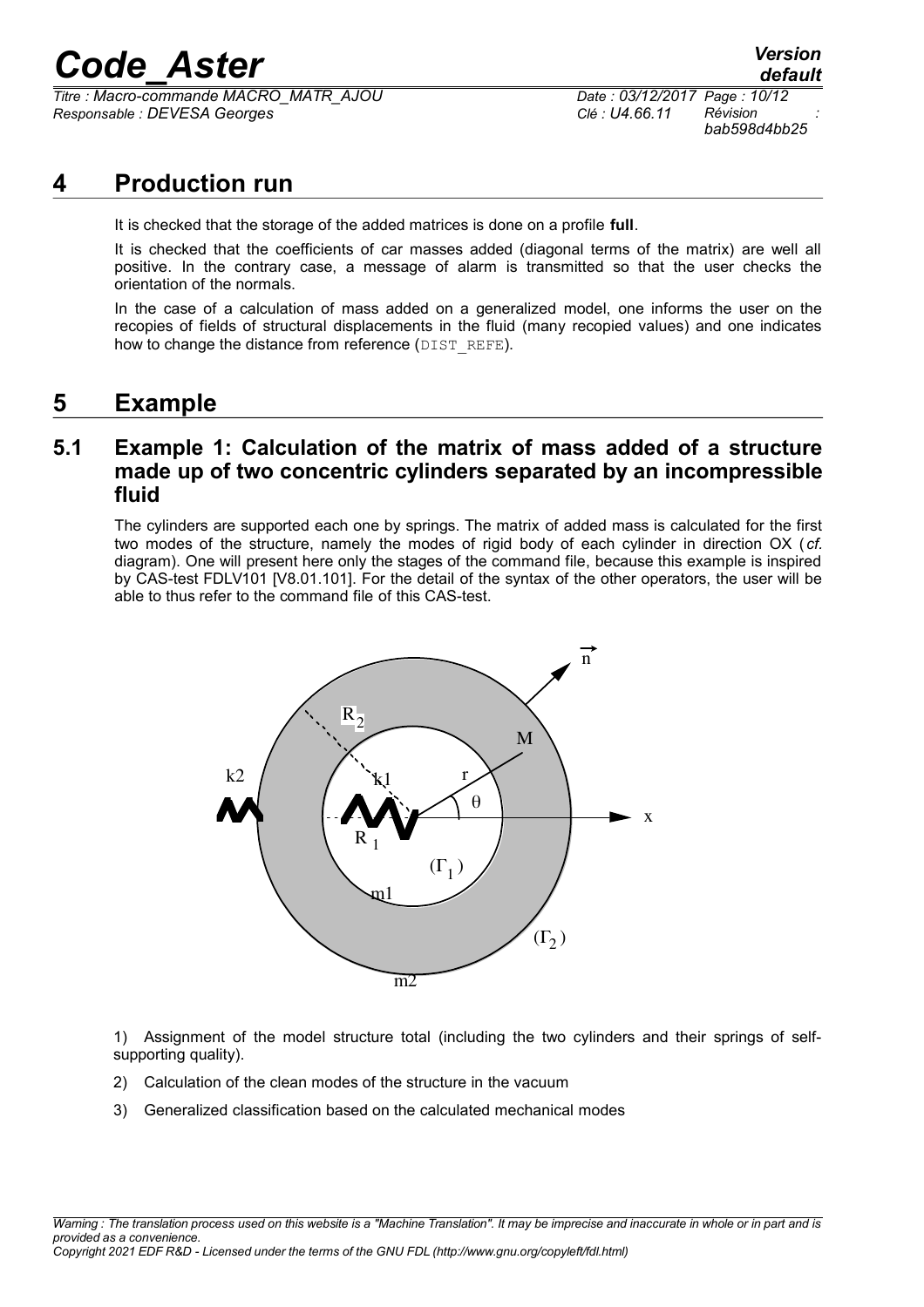# 4 Production run

It is checked that the storage of the added matrices is done on a profile **full**.

It is checked that the coefficients of car masses added (diagonal terms of the matrix) are well all positive. In the contrary case, a message of alarm is transmitted so that the user checks the orientation of the normals.

In the case of a calculation of mass added on a generalized model, one informs the user on the recopies of fields of structural displacements in the fluid (many recopied values) and one indicates how to change the distance from reference (DIST_REFE).

# 5 Example

## 5.1 Example 1: Calculation of the matrix of mass added of a structure made up of two concentric cylinders separated by an incompressible fluid

The cylinders are supported each one by springs. The matrix of added mass is calculated for the first two modes of the structure, namely the modes of rigid body of each cylinder in direction OX (*cf.* diagram). One will present here only the stages of the command file, because this example is inspired by CAS-test FDLV101 [V8.01.101]. For the detail of the syntax of the other operators, the user will be able to thus refer to the command file of this CAS-test.

1) Assignment of the model structure total (including the two cylinders and their springs of self-supporting quality).

2) Calculation of the clean modes of the structure in the vacuum

3) Generalized classification based on the calculated mechanical modes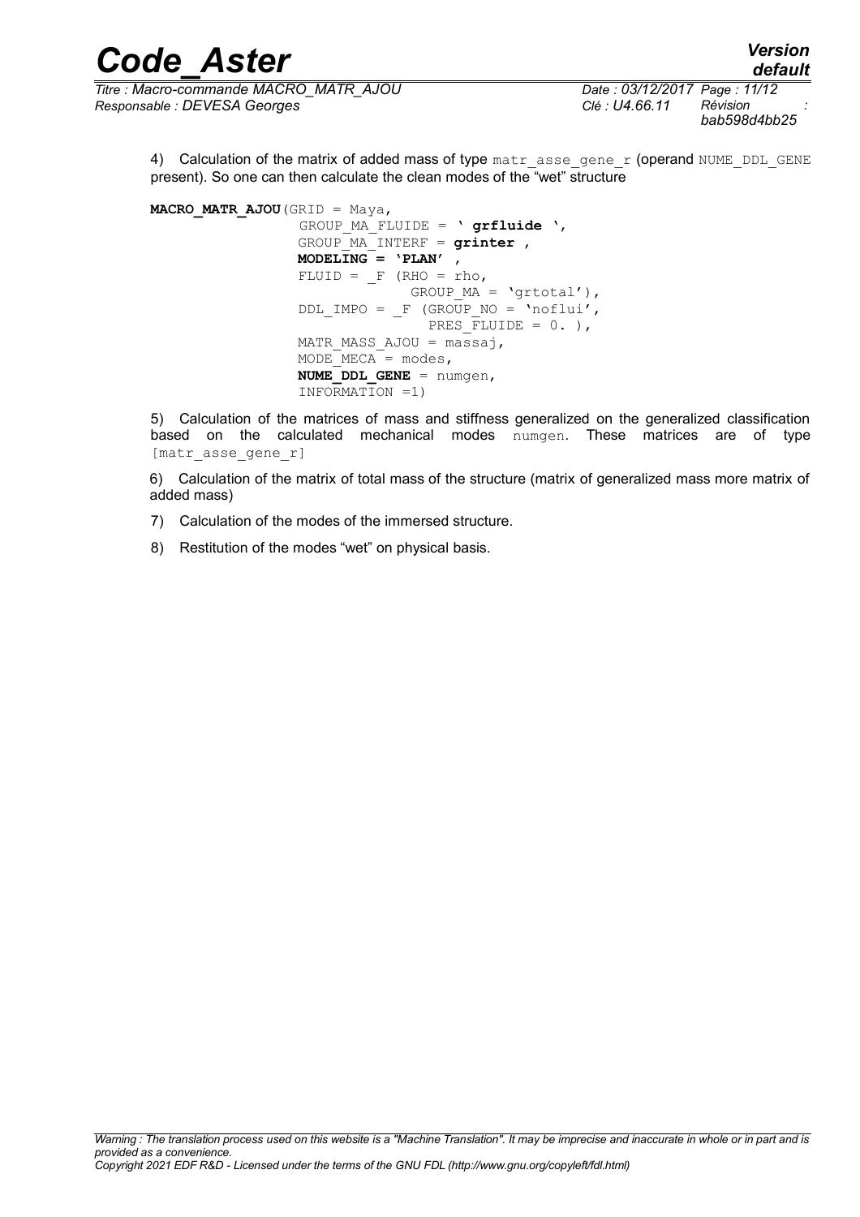4) Calculation of the matrix of added mass of type `matr_asse_gene_r` (operand `NUME_DDL_GENE` present). So one can then calculate the clean modes of the "wet" structure

```
MACRO_MATR_AJOU(GRID = Maya,
                GROUP_MA_FLUIDE = ' grfluide ',
                GROUP_MA_INTERF = grinter ,
                MODELING = 'PLAN' ,
                FLUID = _F (RHO = rho,
                           GROUP_MA = 'grtotal'),
                DDL_IMPO = _F (GROUP_NO = 'noflui',
                              PRES_FLUIDE = 0. ),
                MATR_MASS_AJOU = massaj,
                MODE_MECA = modes,
                NUME_DDL_GENE = numgen,
                INFORMATION =1)
```

5) Calculation of the matrices of mass and stiffness generalized on the generalized classification based on the calculated mechanical modes `numgen`. These matrices are of type `[matr_asse_gene_r]`

6) Calculation of the matrix of total mass of the structure (matrix of generalized mass more matrix of added mass)

7) Calculation of the modes of the immersed structure.

8) Restitution of the modes "wet" on physical basis.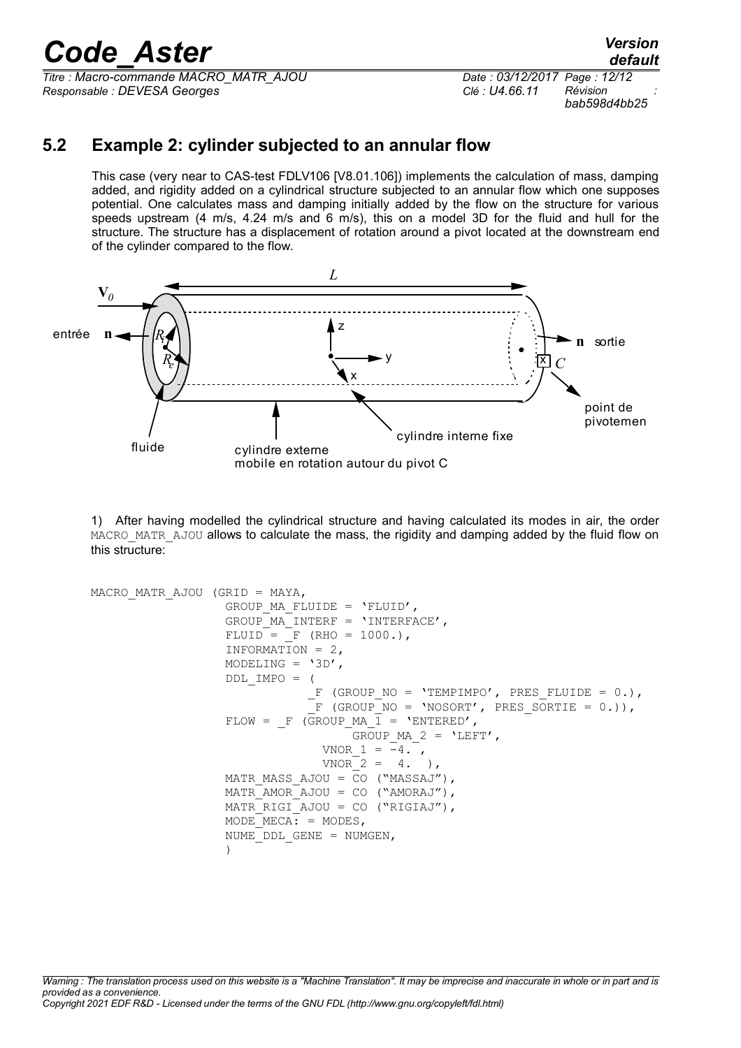## 5.2 Example 2: cylinder subjected to an annular flow

This case (very near to CAS-test FDLV106 [V8.01.106]) implements the calculation of mass, damping added, and rigidity added on a cylindrical structure subjected to an annular flow which one supposes potential. One calculates mass and damping initially added by the flow on the structure for various speeds upstream (4 m/s, 4.24 m/s and 6 m/s), this on a model 3D for the fluid and hull for the structure. The structure has a displacement of rotation around a pivot located at the downstream end of the cylinder compared to the flow.

$L$

$\mathbf{V}_0$

entrée $\mathbf{n}$

$R_i$

$R_e$

z

y

x

$\mathbf{n}$ sortie

$C$

point de pivotemen

cylindre interne fixe

fluide

cylindre externe

mobile en rotation autour du pivot C

1) After having modelled the cylindrical structure and having calculated its modes in air, the order MACRO_MATR_AJOU allows to calculate the mass, the rigidity and damping added by the fluid flow on this structure:

```
MACRO_MATR_AJOU (GRID = MAYA,
                 GROUP_MA_FLUIDE = 'FLUID',
                 GROUP_MA_INTERF = 'INTERFACE',
                 FLUID = _F (RHO = 1000.),
                 INFORMATION = 2,
                 MODELING = '3D',
                 DDL_IMPO = (
                            _F (GROUP_NO = 'TEMPIMPO', PRES_FLUIDE = 0.),
                            _F (GROUP_NO = 'NOSORT', PRES_SORTIE = 0.)),
                 FLOW = _F (GROUP_MA_1 = 'ENTERED',
                            GROUP_MA_2 = 'LEFT',
                        VNOR_1 = -4. ,
                        VNOR_2 =  4.  ),
                 MATR_MASS_AJOU = CO ("MASSAJ"),
                 MATR_AMOR_AJOU = CO ("AMORAJ"),
                 MATR_RIGI_AJOU = CO ("RIGIAJ"),
                 MODE_MECA: = MODES,
                 NUME_DDL_GENE = NUMGEN,
                 )
```